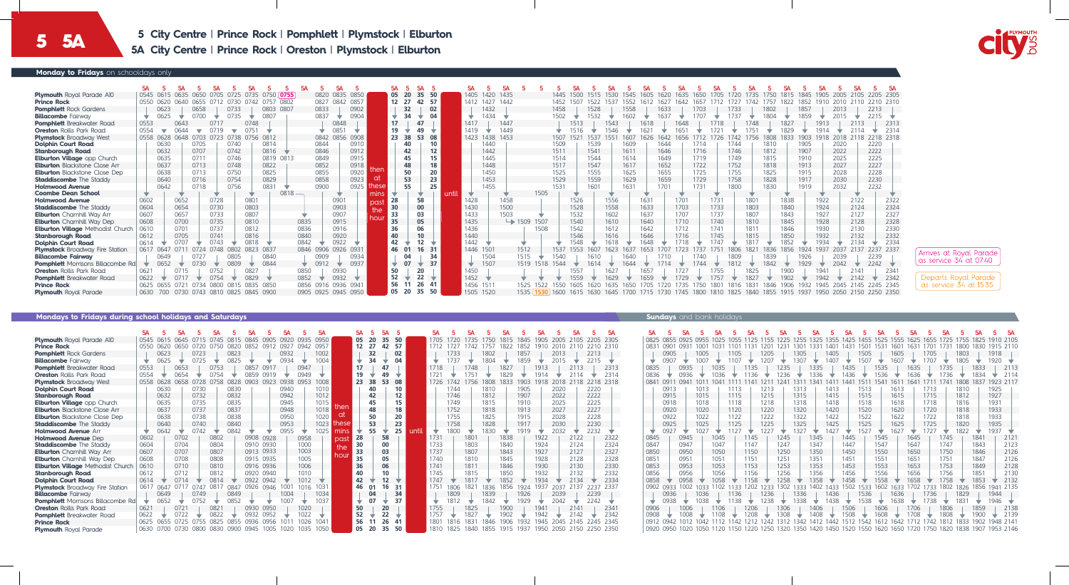# 5 / 5A

**5** City Centre | Prince Rock | Pomphlett | Plymstock | Elburton

**5A** City Centre | Prince Rock | Oreston | Plymstock | Elburton

## Monday to Fridays on schooldays only

| Stop | 5A | 5 | 5A | 5 | 5A | 5 | 5A | 5 | 5 | 5A | 5 | 5A | 5 |
|---|---|---|---|---|---|---|---|---|---|---|---|---|---|
| **Plymouth** Royal Parade A10 | 0545 | 0615 | 0635 | 0650 | 0705 | 0725 | 0735 | 0750 | 0755 | | 0820 | 0835 | 0850 |
| **Prince Rock** | 0550 | 0620 | 0640 | 0655 | 0712 | 0730 | 0742 | 0757 | 0802 | | 0827 | 0842 | 0857 |
| **Pomphlett** Rock Gardens | | 0623 | | 0658 | | 0733 | | 0803 | 0807 | | 0833 | | 0902 |
| **Billacombe** Fairway | | 0625 | | 0700 | | 0735 | | 0807 | | | 0837 | | 0904 |
| **Pomphlett** Breakwater Road | 0553 | | 0643 | | 0717 | | 0747 | | | | | 0848 | |
| **Oreston** Rollis Park Road | 0554 | | 0644 | | 0719 | | 0751 | | | | | 0851 | |
| **Plymstock** Broadway West | 0558 | 0628 | 0648 | 0703 | 0723 | 0738 | 0756 | 0812 | | | 0842 | 0856 | 0908 |
| **Dolphin Court Road** | | 0630 | | 0705 | | 0740 | | 0814 | | | 0844 | | 0910 |
| **Stanborough Road** | | 0632 | | 0707 | | 0742 | | 0816 | | | 0846 | | 0912 |
| **Elburton Village** opp Church | | 0635 | | 0711 | | 0746 | | 0819 | 0813 | | 0849 | | 0915 |
| **Elburton** Blackstone Close Arr | | 0637 | | 0713 | | 0748 | | 0822 | | | 0852 | | 0918 |
| **Elburton** Blackstone Close Dep | | 0638 | | 0713 | | 0750 | | 0825 | | | 0855 | | 0920 |
| **Staddiscombe** The Staddy | | 0640 | | 0716 | | 0754 | | 0829 | | | 0858 | | 0923 |
| **Holmwood Avenue** | | 0642 | | 0718 | | 0756 | | 0831 | | | 0900 | | 0925 |
| **Coombe Dean School** | | | | | | | | | 0818 | | | | |
| **Holmwood Avenue** | 0602 | | 0652 | | 0728 | | 0801 | | | | | 0901 | |
| **Staddiscombe** The Staddy | 0604 | | 0654 | | 0730 | | 0803 | | | | | 0903 | |
| **Elburton** Charnhill Way Arr | 0607 | | 0657 | | 0733 | | 0807 | | | | | 0907 | |
| **Elburton** Charnhill Way Dep | 0608 | | 0700 | | 0735 | | 0810 | | | 0835 | | 0915 | |
| **Elburton Village** Methodist Church | 0610 | | 0701 | | 0737 | | 0812 | | | 0836 | | 0916 | |
| **Stanborough Road** | 0612 | | 0705 | | 0741 | | 0816 | | | 0840 | | 0920 | |
| **Dolphin Court Road** | 0614 | | 0707 | | 0743 | | 0818 | | | 0842 | | 0922 | |
| **Plymstock** Broadway Fire Station | 0617 | 0647 | 0711 | 0724 | 0748 | 0802 | 0823 | 0837 | | 0846 | 0906 | 0926 | 0931 |
| **Billacombe Fairway** | | 0649 | | 0727 | | 0805 | | 0840 | | | 0909 | | 0934 |
| **Pomphlett** Morrisons Billacombe Rd | | 0652 | | 0730 | | 0809 | | 0844 | | | 0912 | | 0937 |
| **Oreston** Rollis Park Road | 0621 | | 0715 | | 0752 | | 0827 | | | 0850 | | 0930 | |
| **Pomphlett** Breakwater Road | 0622 | | 0717 | | 0754 | | 0829 | | | 0852 | | 0932 | |
| **Prince Rock** | 0625 | 0655 | 0721 | 0734 | 0800 | 0815 | 0835 | 0850 | | 0856 | 0916 | 0936 | 0941 |
| **Plymouth** Royal Parade | 0630 | 0700 | 0730 | 0743 | 0810 | 0825 | 0845 | 0900 | | 0905 | 0925 | 0945 | 0950 |

then past the hour

| Stop | 5A | 5 | 5A | 5 |
|---|---|---|---|---|
| **Plymouth** Royal Parade A10 | 05 | 20 | 35 | 50 |
| **Prince Rock** | 12 | 27 | 42 | 57 |
| **Pomphlett** Rock Gardens | | 32 | | 02 |
| **Billacombe** Fairway | | 34 | | 04 |
| **Pomphlett** Breakwater Road | 17 | | 47 | |
| **Oreston** Rollis Park Road | 19 | | 49 | |
| **Plymstock** Broadway West | 23 | 38 | 53 | 08 |
| **Dolphin Court Road** | | 40 | | 10 |
| **Stanborough Road** | | 42 | | 12 |
| **Elburton Village** opp Church | | 45 | | 15 |
| **Elburton** Blackstone Close Arr | | 48 | | 18 |
| **Elburton** Blackstone Close Dep | | 50 | | 20 |
| **Staddiscombe** The Staddy | | 53 | | 23 |
| **Holmwood Avenue** | | 55 | | 25 |
| **Holmwood Avenue** | 28 | | 58 | |
| **Staddiscombe** The Staddy | 30 | | 00 | |
| **Elburton** Charnhill Way Arr | 33 | | 03 | |
| **Elburton** Charnhill Way Dep | 35 | | 05 | |
| **Elburton Village** Methodist Church | 36 | | 06 | |
| **Stanborough Road** | 40 | | 10 | |
| **Dolphin Court Road** | 42 | | 12 | |
| **Plymstock** Broadway Fire Station | 46 | 01 | 16 | 31 |
| **Billacombe Fairway** | | 04 | | 34 |
| **Pomphlett** Morrisons Billacombe Rd | | 07 | | 37 |
| **Oreston** Rollis Park Road | 50 | | 20 | |
| **Pomphlett** Breakwater Road | 52 | | 22 | |
| **Prince Rock** | 56 | 11 | 26 | 41 |
| **Plymouth** Royal Parade | 05 | 20 | 35 | 50 |

until

| Stop | 5A | 5 | 5A | 5 | 5 | 5 | 5A | 5 | 5A | 5 | 5A | 5 | 5A | 5 | 5A | 5 | 5A | 5 | 5A | 5 | 5A | 5 | 5A | 5 | 5A |
|---|---|---|---|---|---|---|---|---|---|---|---|---|---|---|---|---|---|---|---|---|---|---|---|---|---|
| **Plymouth** Royal Parade A10 | 1405 | 1420 | 1435 | | | 1445 | 1500 | 1515 | 1530 | 1545 | 1605 | 1620 | 1635 | 1650 | 1705 | 1720 | 1735 | 1750 | 1815 | 1845 | 1905 | 2005 | 2105 | 2205 | 2305 |
| **Prince Rock** | 1412 | 1427 | 1442 | | | 1452 | 1507 | 1522 | 1537 | 1552 | 1612 | 1627 | 1642 | 1657 | 1712 | 1727 | 1742 | 1757 | 1822 | 1852 | 1910 | 2010 | 2110 | 2210 | 2310 |
| **Pomphlett** Rock Gardens | | 1432 | | | | 1458 | | 1528 | | 1558 | | 1633 | | 1703 | | 1733 | | 1802 | | 1857 | | 2013 | | 2213 | |
| **Billacombe** Fairway | | 1434 | | | | 1502 | | 1532 | | 1602 | | 1637 | | 1707 | | 1737 | | 1804 | | 1859 | | 2015 | | 2215 | |
| **Pomphlett** Breakwater Road | 1417 | | 1447 | | | | 1513 | | 1543 | | 1618 | | 1648 | | 1718 | | 1748 | | 1827 | | 1913 | | 2113 | | 2313 |
| **Oreston** Rollis Park Road | 1419 | | 1449 | | | | 1516 | | 1546 | | 1621 | | 1651 | | 1721 | | 1751 | | 1829 | | 1914 | | 2114 | | 2314 |
| **Plymstock** Broadway West | 1423 | 1438 | 1453 | | | 1507 | 1521 | 1537 | 1551 | 1607 | 1626 | 1642 | 1656 | 1712 | 1726 | 1742 | 1756 | 1808 | 1833 | 1903 | 1918 | 2018 | 2118 | 2218 | 2318 |
| **Dolphin Court Road** | | 1440 | | | | 1509 | | 1539 | | 1609 | | 1644 | | 1714 | | 1744 | | 1810 | | 1905 | | 2020 | | 2220 | |
| **Stanborough Road** | | 1442 | | | | 1511 | | 1541 | | 1611 | | 1646 | | 1716 | | 1746 | | 1812 | | 1907 | | 2022 | | 2222 | |
| **Elburton Village** opp Church | | 1445 | | | | 1514 | | 1544 | | 1614 | | 1649 | | 1719 | | 1749 | | 1815 | | 1910 | | 2025 | | 2225 | |
| **Elburton** Blackstone Close Arr | | 1448 | | | | 1517 | | 1547 | | 1617 | | 1652 | | 1722 | | 1752 | | 1818 | | 1913 | | 2027 | | 2227 | |
| **Elburton** Blackstone Close Dep | | 1450 | | | | 1525 | | 1555 | | 1625 | | 1655 | | 1725 | | 1755 | | 1825 | | 1915 | | 2028 | | 2228 | |
| **Staddiscombe** The Staddy | | 1453 | | | | 1529 | | 1559 | | 1629 | | 1659 | | 1729 | | 1758 | | 1828 | | 1917 | | 2030 | | 2230 | |
| **Holmwood Avenue** | | 1455 | | | | 1531 | | 1601 | | 1631 | | 1701 | | 1731 | | 1800 | | 1830 | | 1919 | | 2032 | | 2232 | |
| **Coombe Dean School** | | | | | 1505 | | | | | | | | | | | | | | | | | | | | |
| **Holmwood Avenue** | 1428 | | 1458 | | | | 1526 | | 1556 | | 1631 | | 1701 | | 1731 | | 1801 | | 1838 | | 1922 | | 2122 | | 2322 |
| **Staddiscombe** The Staddy | 1430 | | 1500 | | | | 1528 | | 1558 | | 1633 | | 1703 | | 1733 | | 1803 | | 1840 | | 1924 | | 2124 | | 2324 |
| **Elburton** Charnhill Way Arr | 1433 | | 1503 | | | | 1532 | | 1602 | | 1637 | | 1707 | | 1737 | | 1807 | | 1843 | | 1927 | | 2127 | | 2327 |
| **Elburton** Charnhill Way Dep | 1435 | | | 1509 | 1507 | | 1540 | | 1610 | | 1640 | | 1710 | | 1740 | | 1810 | | 1845 | | 1928 | | 2128 | | 2328 |
| **Elburton Village** Methodist Church | 1436 | | | | 1508 | | 1542 | | 1612 | | 1642 | | 1711 | | 1741 | | 1811 | | 1846 | | 1930 | | 2130 | | 2330 |
| **Stanborough Road** | 1440 | | | | | | 1546 | | 1616 | | 1646 | | 1716 | | 1745 | | 1815 | | 1850 | | 1932 | | 2132 | | 2332 |
| **Dolphin Court Road** | 1442 | | | | | | 1548 | | 1618 | | 1648 | | 1718 | | 1747 | | 1817 | | 1852 | | 1934 | | 2134 | | 2334 |
| **Plymstock** Broadway Fire Station | 1446 | 1501 | | 1512 | | 1537 | 1553 | 1607 | 1623 | 1637 | 1653 | 1707 | 1723 | 1737 | 1751 | 1806 | 1821 | 1836 | 1856 | 1924 | 1937 | 2037 | 2137 | 2237 | 2337 |
| **Billacombe Fairway** | | 1504 | | 1515 | | 1540 | | 1610 | | 1640 | | 1710 | | 1740 | | 1809 | | 1839 | | 1926 | | 2039 | | 2239 | |
| **Pomphlett** Morrisons Billacombe Rd | | 1507 | | 1519 | 1518 | 1544 | | 1614 | | 1644 | | 1714 | | 1744 | | 1812 | | 1842 | | 1929 | | 2042 | | 2242 | |
| **Oreston** Rollis Park Road | 1450 | | | | | | 1557 | | 1627 | | 1657 | | 1727 | | 1755 | | 1825 | | 1900 | | 1941 | | 2141 | | 2341 |
| **Pomphlett** Breakwater Road | 1452 | | | | | | 1559 | | 1629 | | 1659 | | 1729 | | 1757 | | 1827 | | 1902 | | 1942 | | 2142 | | 2342 |
| **Prince Rock** | 1456 | 1511 | | 1525 | 1522 | 1550 | 1605 | 1620 | 1635 | 1650 | 1705 | 1720 | 1735 | 1750 | 1801 | 1816 | 1831 | 1846 | 1906 | 1932 | 1945 | 2045 | 2145 | 2245 | 2345 |
| **Plymouth** Royal Parade | 1505 | 1520 | | 1535 | 1530 | 1600 | 1615 | 1630 | 1645 | 1700 | 1715 | 1730 | 1745 | 1800 | 1810 | 1825 | 1840 | 1855 | 1915 | 1937 | 1950 | 2050 | 2150 | 2250 | 2350 |

Arrives at Royal Parade as service 34 at 0740

Departs Royal Parade as service 34 at 1535

## Mondays to Fridays during school holidays and Saturdays

| Stop | 5A | 5 | 5A | 5 | 5A | 5 | 5A | 5A | 5 | 5A | 5 |
|---|---|---|---|---|---|---|---|---|---|---|---|
| **Plymouth** Royal Parade A10 | 0545 | 0615 | 0645 | 0715 | 0745 | 0815 | 0845 | 0905 | 0920 | 0935 | 0950 |
| **Prince Rock** | 0550 | 0620 | 0650 | 0720 | 0750 | 0820 | 0852 | 0912 | 0927 | 0942 | 0957 |
| **Pomphlett** Rock Gardens | | 0623 | | 0723 | | 0823 | | | 0932 | | 1002 |
| **Billacombe** Fairway | | 0625 | | 0725 | | 0825 | | | 0934 | | 1004 |
| **Pomphlett** Breakwater Road | 0553 | | 0653 | | 0753 | | 0857 | 0917 | | 0947 | |
| **Oreston** Rollis Park Road | 0554 | | 0654 | | 0754 | | 0859 | 0919 | | 0949 | |
| **Plymstock** Broadway West | 0558 | 0628 | 0658 | 0728 | 0758 | 0828 | 0903 | 0923 | 0938 | 0953 | 1008 |
| **Dolphin Court Road** | | 0630 | | 0730 | | 0830 | | | 0940 | | 1010 |
| **Stanborough Road** | | 0632 | | 0732 | | 0832 | | | 0942 | | 1012 |
| **Elburton Village** opp Church | | 0635 | | 0735 | | 0835 | | | 0945 | | 1015 |
| **Elburton** Blackstone Close Arr | | 0637 | | 0737 | | 0837 | | | 0948 | | 1018 |
| **Elburton** Blackstone Close Dep | | 0638 | | 0738 | | 0838 | | | 0950 | | 1020 |
| **Staddiscombe** The Staddy | | 0640 | | 0740 | | 0840 | | | 0953 | | 1023 |
| **Holmwood Avenue** Arr | | 0642 | | 0742 | | 0842 | | | 0955 | | 1025 |
| **Holmwood Avenue** Dep | 0602 | | 0702 | | 0802 | | 0908 | 0928 | | 0958 | |
| **Staddiscombe** The Staddy | 0604 | | 0704 | | 0804 | | 0910 | 0930 | | 1000 | |
| **Elburton** Charnhill Way Arr | 0607 | | 0707 | | 0807 | | 0913 | 0933 | | 1003 | |
| **Elburton** Charnhill Way Dep | 0608 | | 0708 | | 0808 | | 0915 | 0935 | | 1005 | |
| **Elburton Village** Methodist Church | 0610 | | 0710 | | 0810 | | 0916 | 0936 | | 1006 | |
| **Stanborough Road** | 0612 | | 0712 | | 0812 | | 0920 | 0940 | | 1010 | |
| **Dolphin Court Road** | 0614 | | 0714 | | 0814 | | 0922 | 0942 | | 1012 | |
| **Plymstock** Broadway Fire Station | 0617 | 0647 | 0717 | 0747 | 0817 | 0847 | 0926 | 0946 | 1001 | 1016 | 1031 |
| **Billacombe Fairway** | | 0649 | | 0749 | | 0849 | | | 1004 | | 1034 |
| **Pomphlett** Morrisons Billacombe Rd | | 0652 | | 0752 | | 0852 | | | 1007 | | 1037 |
| **Oreston** Rollis Park Road | 0621 | | 0721 | | 0821 | | 0930 | 0950 | | 1020 | |
| **Pomphlett** Breakwater Road | 0622 | | 0722 | | 0822 | | 0932 | 0952 | | 1022 | |
| **Prince Rock** | 0625 | 0655 | 0725 | 0755 | 0825 | 0855 | 0936 | 0956 | 1011 | 1026 | 1041 |
| **Plymouth** Royal Parade | 0630 | 0700 | 0730 | 0800 | 0830 | 0900 | 0945 | 1005 | 1020 | 1035 | 1050 |

then at these mins past the hour

| Stop | 5A | 5 | 5A | 5 |
|---|---|---|---|---|
| **Plymouth** Royal Parade A10 | 05 | 20 | 35 | 50 |
| **Prince Rock** | 12 | 27 | 42 | 57 |
| **Pomphlett** Rock Gardens | | 32 | | 02 |
| **Billacombe** Fairway | | 34 | | 04 |
| **Pomphlett** Breakwater Road | 17 | | 47 | |
| **Oreston** Rollis Park Road | 19 | | 49 | |
| **Plymstock** Broadway West | 23 | 38 | 53 | 08 |
| **Dolphin Court Road** | | 40 | | 10 |
| **Stanborough Road** | | 42 | | 12 |
| **Elburton Village** opp Church | | 45 | | 15 |
| **Elburton** Blackstone Close Arr | | 48 | | 18 |
| **Elburton** Blackstone Close Dep | | 50 | | 20 |
| **Staddiscombe** The Staddy | | 53 | | 23 |
| **Holmwood Avenue** Arr | | 55 | | 25 |
| **Holmwood Avenue** Dep | 28 | | 58 | |
| **Staddiscombe** The Staddy | 30 | | 00 | |
| **Elburton** Charnhill Way Arr | 33 | | 03 | |
| **Elburton** Charnhill Way Dep | 35 | | 05 | |
| **Elburton Village** Methodist Church | 36 | | 06 | |
| **Stanborough Road** | 40 | | 10 | |
| **Dolphin Court Road** | 42 | | 12 | |
| **Plymstock** Broadway Fire Station | 46 | 01 | 16 | 31 |
| **Billacombe Fairway** | | 04 | | 34 |
| **Pomphlett** Morrisons Billacombe Rd | | 07 | | 37 |
| **Oreston** Rollis Park Road | 50 | | 20 | |
| **Pomphlett** Breakwater Road | 52 | | 22 | |
| **Prince Rock** | 56 | 11 | 26 | 41 |
| **Plymouth** Royal Parade | 05 | 20 | 35 | 50 |

until

| Stop | 5A | 5 | 5A | 5 | 5A | 5 | 5A | 5 | 5A | 5 | 5A |
|---|---|---|---|---|---|---|---|---|---|---|---|
| **Plymouth** Royal Parade A10 | 1705 | 1720 | 1735 | 1750 | 1815 | 1845 | 1905 | 2005 | 2105 | 2205 | 2305 |
| **Prince Rock** | 1712 | 1727 | 1742 | 1757 | 1822 | 1852 | 1910 | 2010 | 2110 | 2210 | 2310 |
| **Pomphlett** Rock Gardens | | 1733 | | 1802 | | 1857 | | 2013 | | 2213 | |
| **Billacombe** Fairway | | 1737 | | 1804 | | 1859 | | 2015 | | 2215 | |
| **Pomphlett** Breakwater Road | 1718 | | 1748 | | 1827 | | 1913 | | 2113 | | 2313 |
| **Oreston** Rollis Park Road | 1721 | | 1751 | | 1829 | | 1914 | | 2114 | | 2314 |
| **Plymstock** Broadway West | 1726 | 1742 | 1756 | 1808 | 1833 | 1903 | 1918 | 2018 | 2118 | 2218 | 2318 |
| **Dolphin Court Road** | | 1744 | | 1810 | | 1905 | | 2020 | | 2220 | |
| **Stanborough Road** | | 1746 | | 1812 | | 1907 | | 2022 | | 2222 | |
| **Elburton Village** opp Church | | 1749 | | 1815 | | 1910 | | 2025 | | 2225 | |
| **Elburton** Blackstone Close Arr | | 1752 | | 1818 | | 1913 | | 2027 | | 2227 | |
| **Elburton** Blackstone Close Dep | | 1755 | | 1825 | | 1915 | | 2028 | | 2228 | |
| **Staddiscombe** The Staddy | | 1758 | | 1828 | | 1917 | | 2030 | | 2230 | |
| **Holmwood Avenue** Arr | | 1800 | | 1830 | | 1919 | | 2032 | | 2232 | |
| **Holmwood Avenue** Dep | 1731 | | 1801 | | 1838 | | 1922 | | 2122 | | 2322 |
| **Staddiscombe** The Staddy | 1733 | | 1803 | | 1840 | | 1924 | | 2124 | | 2324 |
| **Elburton** Charnhill Way Arr | 1737 | | 1807 | | 1843 | | 1927 | | 2127 | | 2327 |
| **Elburton** Charnhill Way Dep | 1740 | | 1810 | | 1845 | | 1928 | | 2128 | | 2328 |
| **Elburton Village** Methodist Church | 1741 | | 1811 | | 1846 | | 1930 | | 2130 | | 2330 |
| **Stanborough Road** | 1745 | | 1815 | | 1850 | | 1932 | | 2132 | | 2332 |
| **Dolphin Court Road** | 1747 | | 1817 | | 1852 | | 1934 | | 2134 | | 2334 |
| **Plymstock** Broadway Fire Station | 1751 | 1806 | 1821 | 1836 | 1856 | 1924 | 1937 | 2037 | 2137 | 2237 | 2337 |
| **Billacombe Fairway** | | 1809 | | 1839 | | 1926 | | 2039 | | 2239 | |
| **Pomphlett** Morrisons Billacombe Rd | | 1812 | | 1842 | | 1929 | | 2042 | | 2242 | |
| **Oreston** Rollis Park Road | 1755 | | 1825 | | 1900 | | 1941 | | 2141 | | 2341 |
| **Pomphlett** Breakwater Road | 1757 | | 1827 | | 1902 | | 1942 | | 2142 | | 2342 |
| **Prince Rock** | 1801 | 1816 | 1831 | 1846 | 1906 | 1932 | 1945 | 2045 | 2145 | 2245 | 2345 |
| **Plymouth** Royal Parade | 1810 | 1825 | 1840 | 1855 | 1915 | 1937 | 1950 | 2050 | 2150 | 2250 | 2350 |

## Sundays and bank holidays

| Stop | 5A | 5 | 5A | 5 | 5A | 5 | 5A | 5 | 5A | 5 | 5A | 5 | 5A | 5 | 5A | 5 | 5A | 5 | 5A | 5 | 5A | 5 | 5A |
|---|---|---|---|---|---|---|---|---|---|---|---|---|---|---|---|---|---|---|---|---|---|---|---|
| **Plymouth** Royal Parade A10 | 0825 | 0855 | 0925 | 0955 | 1025 | 1055 | 1125 | 1155 | 1225 | 1255 | 1325 | 1355 | 1425 | 1455 | 1525 | 1555 | 1625 | 1655 | 1725 | 1755 | 1825 | 1910 | 2105 |
| **Prince Rock** | 0831 | 0901 | 0931 | 1001 | 1031 | 1101 | 1131 | 1201 | 1231 | 1301 | 1331 | 1401 | 1431 | 1501 | 1531 | 1601 | 1631 | 1701 | 1731 | 1800 | 1830 | 1915 | 2110 |
| **Pomphlett** Rock Gardens | | 0905 | | 1005 | | 1105 | | 1205 | | 1305 | | 1405 | | 1505 | | 1605 | | 1705 | | 1803 | | 1918 | |
| **Billacombe** Fairway | | 0907 | | 1007 | | 1107 | | 1207 | | 1307 | | 1407 | | 1507 | | 1607 | | 1707 | | 1805 | | 1920 | |
| **Pomphlett** Breakwater Road | 0835 | | 0935 | | 1035 | | 1135 | | 1235 | | 1335 | | 1435 | | 1535 | | 1635 | | 1735 | | 1833 | | 2113 |
| **Oreston** Rollis Park Road | 0836 | | 0936 | | 1036 | | 1136 | | 1236 | | 1336 | | 1436 | | 1536 | | 1636 | | 1736 | | 1834 | | 2114 |
| **Plymstock** Broadway West | 0841 | 0911 | 0941 | 1011 | 1041 | 1111 | 1141 | 1211 | 1241 | 1311 | 1341 | 1411 | 1441 | 1511 | 1541 | 1611 | 1641 | 1711 | 1741 | 1808 | 1837 | 1923 | 2117 |
| **Dolphin Court Road** | | 0913 | | 1013 | | 1113 | | 1213 | | 1313 | | 1413 | | 1513 | | 1613 | | 1713 | | 1810 | | 1925 | |
| **Stanborough Road** | | 0915 | | 1015 | | 1115 | | 1215 | | 1315 | | 1415 | | 1515 | | 1615 | | 1715 | | 1812 | | 1927 | |
| **Elburton Village** opp Church | | 0918 | | 1018 | | 1118 | | 1218 | | 1318 | | 1418 | | 1518 | | 1618 | | 1718 | | 1816 | | 1931 | |
| **Elburton** Blackstone Close Arr | | 0920 | | 1020 | | 1120 | | 1220 | | 1320 | | 1420 | | 1520 | | 1620 | | 1720 | | 1818 | | 1933 | |
| **Elburton** Blackstone Close Dep | | 0922 | | 1022 | | 1122 | | 1222 | | 1322 | | 1422 | | 1522 | | 1622 | | 1722 | | 1818 | | 1933 | |
| **Staddiscombe** The Staddy | | 0925 | | 1025 | | 1125 | | 1225 | | 1325 | | 1425 | | 1525 | | 1625 | | 1725 | | 1820 | | 1935 | |
| **Holmwood Avenue** Arr | | 0927 | | 1027 | | 1127 | | 1227 | | 1327 | | 1427 | | 1527 | | 1627 | | 1727 | | 1822 | | 1937 | |
| **Holmwood Avenue** Dep | 0845 | | 0945 | | 1045 | | 1145 | | 1245 | | 1345 | | 1445 | | 1545 | | 1645 | | 1745 | | 1841 | | 2121 |
| **Staddiscombe** The Staddy | 0847 | | 0947 | | 1047 | | 1147 | | 1247 | | 1347 | | 1447 | | 1547 | | 1647 | | 1747 | | 1843 | | 2123 |
| **Elburton** Charnhill Way Arr | 0850 | | 0950 | | 1050 | | 1150 | | 1250 | | 1350 | | 1450 | | 1550 | | 1650 | | 1750 | | 1846 | | 2126 |
| **Elburton** Charnhill Way Dep | 0851 | | 0951 | | 1051 | | 1151 | | 1251 | | 1351 | | 1451 | | 1551 | | 1651 | | 1751 | | 1847 | | 2126 |
| **Elburton Village** Methodist Church | 0853 | | 0953 | | 1053 | | 1153 | | 1253 | | 1353 | | 1453 | | 1553 | | 1653 | | 1753 | | 1849 | | 2128 |
| **Stanborough Road** | 0856 | | 0956 | | 1056 | | 1156 | | 1256 | | 1356 | | 1456 | | 1556 | | 1656 | | 1756 | | 1851 | | 2130 |
| **Dolphin Court Road** | 0858 | | 0958 | | 1058 | | 1158 | | 1258 | | 1358 | | 1458 | | 1558 | | 1658 | | 1758 | | 1853 | | 2132 |
| **Plymstock** Broadway Fire Station | 0902 | 0933 | 1002 | 1033 | 1102 | 1133 | 1202 | 1233 | 1302 | 1333 | 1402 | 1433 | 1502 | 1533 | 1602 | 1633 | 1702 | 1733 | 1802 | 1826 | 1856 | 1941 | 2135 |
| **Billacombe Fairway** | | 0936 | | 1036 | | 1136 | | 1236 | | 1336 | | 1436 | | 1536 | | 1636 | | 1736 | | 1829 | | 1944 | |
| **Pomphlett** Morrisons Billacombe Rd | | 0938 | | 1038 | | 1138 | | 1238 | | 1338 | | 1438 | | 1538 | | 1638 | | 1738 | | 1831 | | 1946 | |
| **Oreston** Rollis Park Road | 0906 | | 1006 | | 1106 | | 1206 | | 1306 | | 1406 | | 1506 | | 1606 | | 1706 | | 1806 | | 1859 | | 2138 |
| **Pomphlett** Breakwater Road | 0908 | | 1008 | | 1108 | | 1208 | | 1308 | | 1408 | | 1508 | | 1608 | | 1708 | | 1808 | | 1900 | | 2139 |
| **Prince Rock** | 0912 | 0942 | 1012 | 1042 | 1112 | 1142 | 1212 | 1242 | 1312 | 1342 | 1412 | 1442 | 1512 | 1542 | 1612 | 1642 | 1712 | 1742 | 1812 | 1833 | 1903 | 1948 | 2141 |
| **Plymouth** Royal Parade | 0920 | 0950 | 1020 | 1050 | 1120 | 1150 | 1220 | 1250 | 1320 | 1350 | 1420 | 1450 | 1520 | 1550 | 1620 | 1650 | 1720 | 1750 | 1820 | 1838 | 1907 | 1953 | 2146 |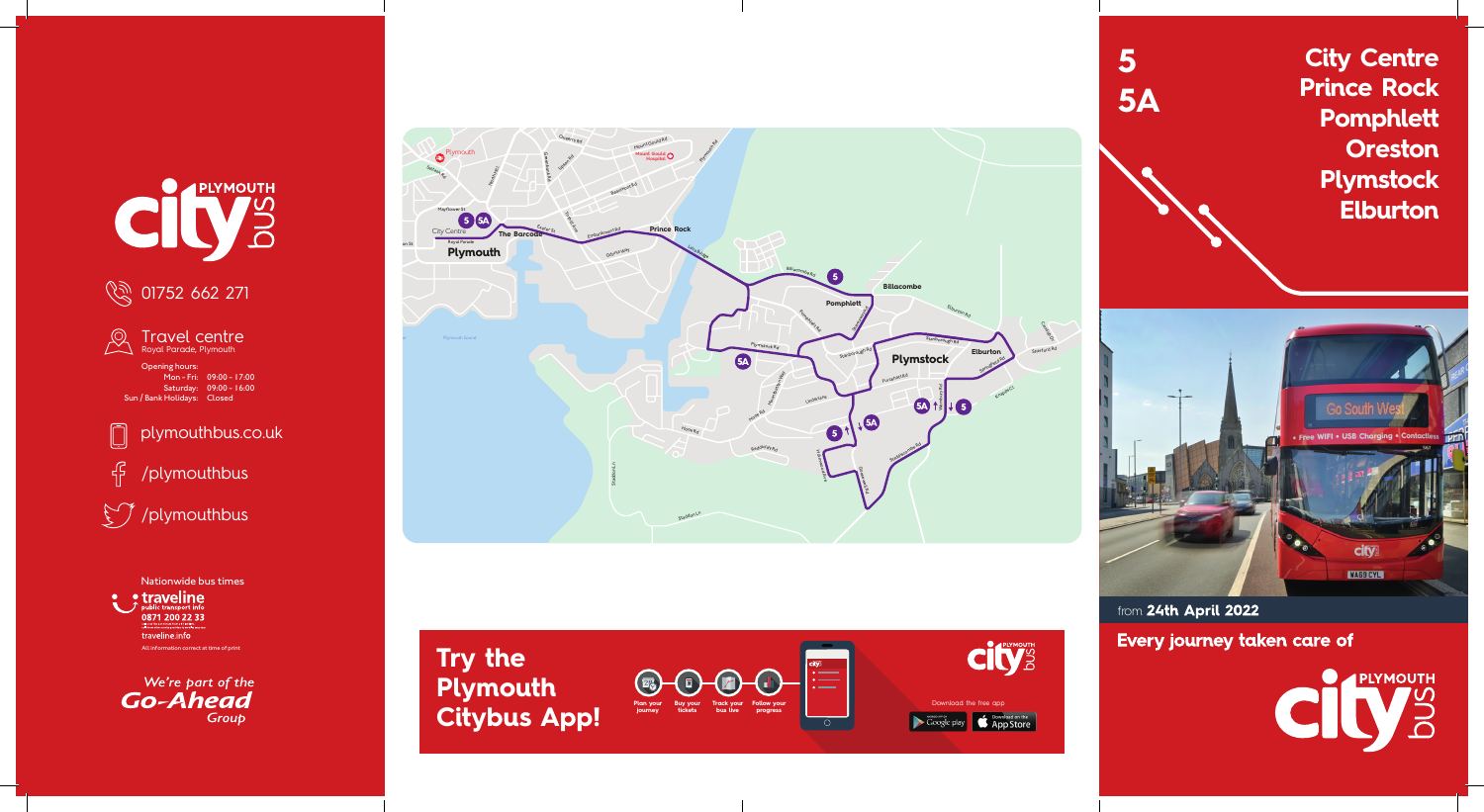# 5 / 5A

## City Centre
## Prince Rock
## Pomphlett
## Oreston
## Plymstock
## Elburton

from **24th April 2022**

**Every journey taken care of**

PLYMOUTH citybus

---

PLYMOUTH citybus

01752 662 271

Travel centre
Royal Parade, Plymouth

Opening hours:

| | |
|---|---|
| Mon - Fri: | 09:00 - 17:00 |
| Saturday: | 09:00 - 16:00 |
| Sun / Bank Holidays: | Closed |

plymouthbus.co.uk

/plymouthbus

/plymouthbus

Nationwide bus times
traveline
public transport info
0871 200 22 33
traveline.info

All information correct at time of print

*We're part of the Go-Ahead Group*

---

Plymouth
City Centre
Royal Parade
The Barcode
Prince Rock
Pomphlett
Billacombe
Plymstock
Elburton
5
5A

---

## Try the Plymouth Citybus App!

Plan your journey
Buy your tickets
Track your bus live
Follow your progress

Download the free app

Google play
App Store